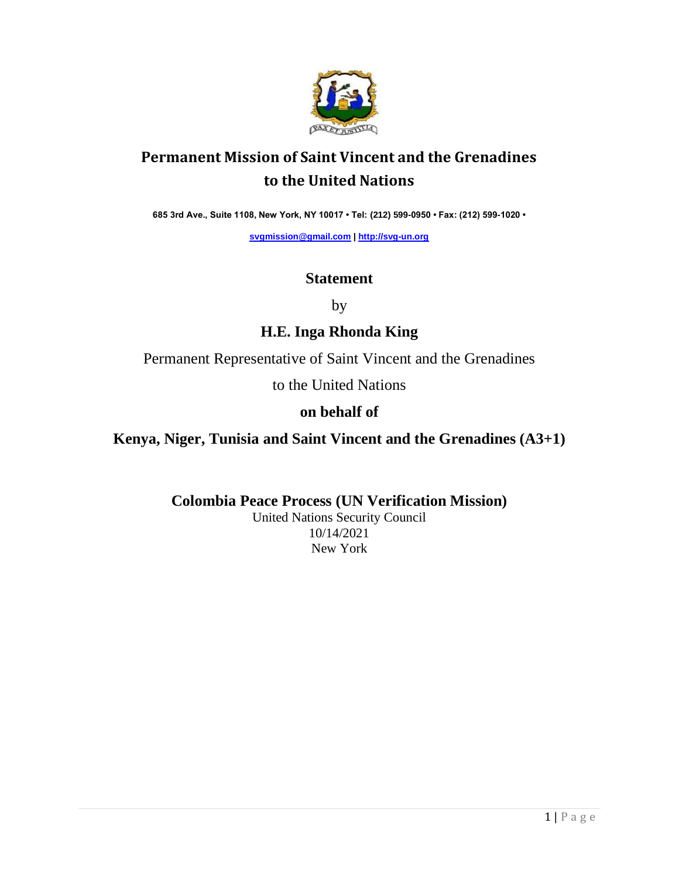# Permanent Mission of Saint Vincent and the Grenadines to the United Nations

**685 3rd Ave., Suite 1108, New York, NY 10017 • Tel: (212) 599-0950 • Fax: (212) 599-1020 •**

**svgmission@gmail.com | http://svg-un.org**

## Statement

by

**H.E. Inga Rhonda King**

Permanent Representative of Saint Vincent and the Grenadines

to the United Nations

**on behalf of**

**Kenya, Niger, Tunisia and Saint Vincent and the Grenadines (A3+1)**

## Colombia Peace Process (UN Verification Mission)

United Nations Security Council

10/14/2021

New York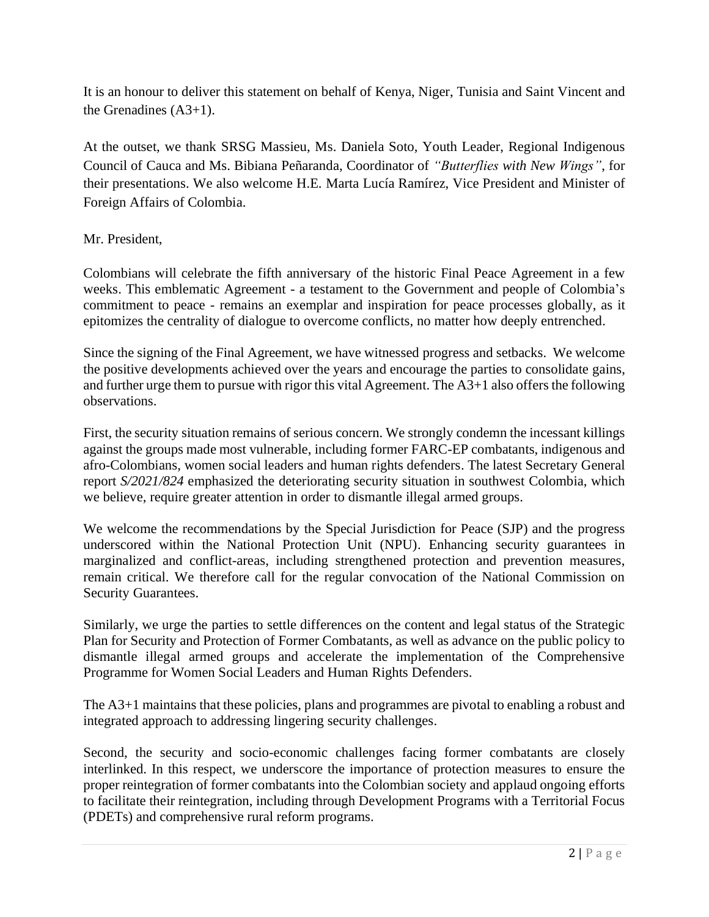It is an honour to deliver this statement on behalf of Kenya, Niger, Tunisia and Saint Vincent and the Grenadines (A3+1).

At the outset, we thank SRSG Massieu, Ms. Daniela Soto, Youth Leader, Regional Indigenous Council of Cauca and Ms. Bibiana Peñaranda, Coordinator of *"Butterflies with New Wings"*, for their presentations. We also welcome H.E. Marta Lucía Ramírez, Vice President and Minister of Foreign Affairs of Colombia.

Mr. President,

Colombians will celebrate the fifth anniversary of the historic Final Peace Agreement in a few weeks. This emblematic Agreement - a testament to the Government and people of Colombia's commitment to peace - remains an exemplar and inspiration for peace processes globally, as it epitomizes the centrality of dialogue to overcome conflicts, no matter how deeply entrenched.

Since the signing of the Final Agreement, we have witnessed progress and setbacks. We welcome the positive developments achieved over the years and encourage the parties to consolidate gains, and further urge them to pursue with rigor this vital Agreement. The A3+1 also offers the following observations.

First, the security situation remains of serious concern. We strongly condemn the incessant killings against the groups made most vulnerable, including former FARC-EP combatants, indigenous and afro-Colombians, women social leaders and human rights defenders. The latest Secretary General report *S/2021/824* emphasized the deteriorating security situation in southwest Colombia, which we believe, require greater attention in order to dismantle illegal armed groups.

We welcome the recommendations by the Special Jurisdiction for Peace (SJP) and the progress underscored within the National Protection Unit (NPU). Enhancing security guarantees in marginalized and conflict-areas, including strengthened protection and prevention measures, remain critical. We therefore call for the regular convocation of the National Commission on Security Guarantees.

Similarly, we urge the parties to settle differences on the content and legal status of the Strategic Plan for Security and Protection of Former Combatants, as well as advance on the public policy to dismantle illegal armed groups and accelerate the implementation of the Comprehensive Programme for Women Social Leaders and Human Rights Defenders.

The A3+1 maintains that these policies, plans and programmes are pivotal to enabling a robust and integrated approach to addressing lingering security challenges.

Second, the security and socio-economic challenges facing former combatants are closely interlinked. In this respect, we underscore the importance of protection measures to ensure the proper reintegration of former combatants into the Colombian society and applaud ongoing efforts to facilitate their reintegration, including through Development Programs with a Territorial Focus (PDETs) and comprehensive rural reform programs.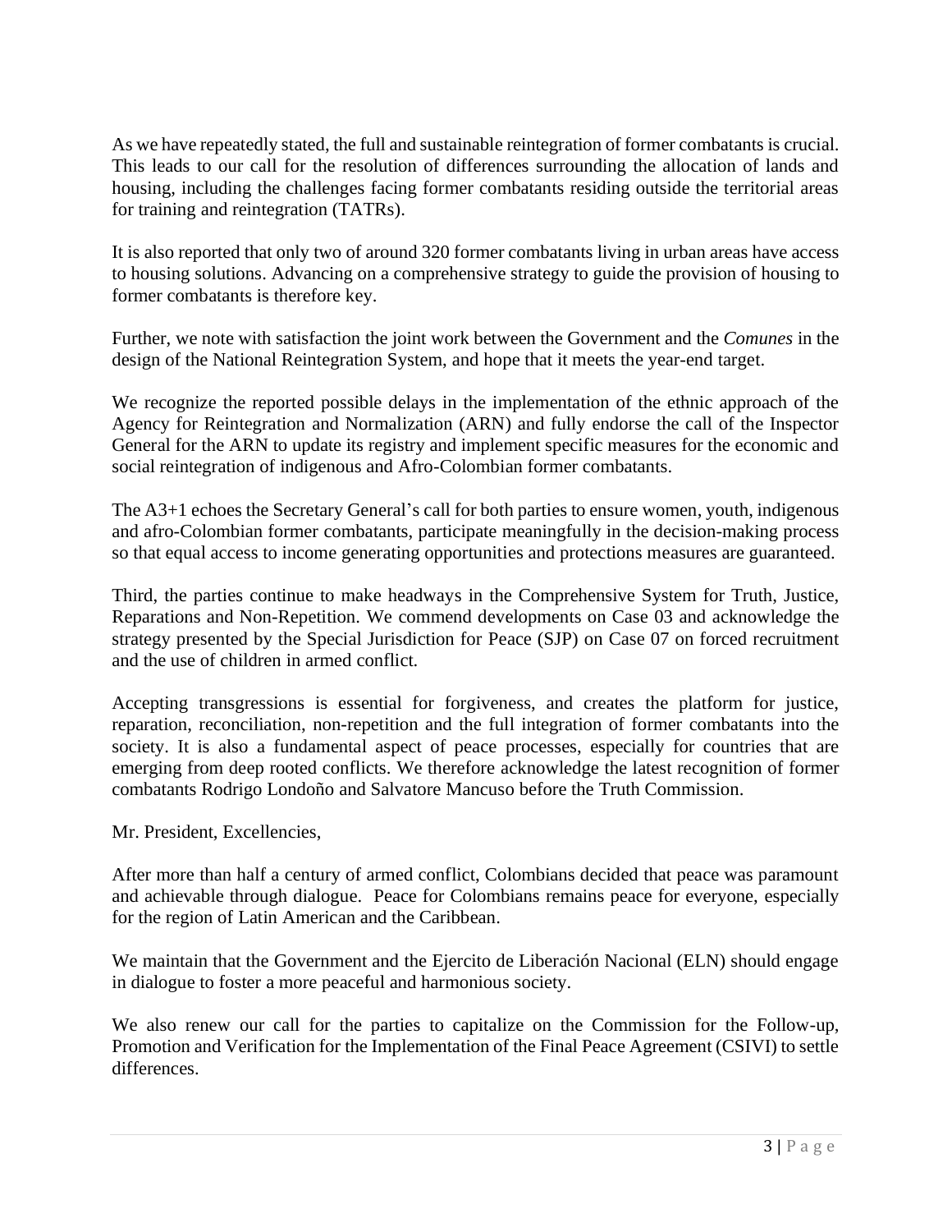As we have repeatedly stated, the full and sustainable reintegration of former combatants is crucial. This leads to our call for the resolution of differences surrounding the allocation of lands and housing, including the challenges facing former combatants residing outside the territorial areas for training and reintegration (TATRs).

It is also reported that only two of around 320 former combatants living in urban areas have access to housing solutions. Advancing on a comprehensive strategy to guide the provision of housing to former combatants is therefore key.

Further, we note with satisfaction the joint work between the Government and the *Comunes* in the design of the National Reintegration System, and hope that it meets the year-end target.

We recognize the reported possible delays in the implementation of the ethnic approach of the Agency for Reintegration and Normalization (ARN) and fully endorse the call of the Inspector General for the ARN to update its registry and implement specific measures for the economic and social reintegration of indigenous and Afro-Colombian former combatants.

The A3+1 echoes the Secretary General's call for both parties to ensure women, youth, indigenous and afro-Colombian former combatants, participate meaningfully in the decision-making process so that equal access to income generating opportunities and protections measures are guaranteed.

Third, the parties continue to make headways in the Comprehensive System for Truth, Justice, Reparations and Non-Repetition. We commend developments on Case 03 and acknowledge the strategy presented by the Special Jurisdiction for Peace (SJP) on Case 07 on forced recruitment and the use of children in armed conflict.

Accepting transgressions is essential for forgiveness, and creates the platform for justice, reparation, reconciliation, non-repetition and the full integration of former combatants into the society. It is also a fundamental aspect of peace processes, especially for countries that are emerging from deep rooted conflicts. We therefore acknowledge the latest recognition of former combatants Rodrigo Londoño and Salvatore Mancuso before the Truth Commission.

Mr. President, Excellencies,

After more than half a century of armed conflict, Colombians decided that peace was paramount and achievable through dialogue. Peace for Colombians remains peace for everyone, especially for the region of Latin American and the Caribbean.

We maintain that the Government and the Ejercito de Liberación Nacional (ELN) should engage in dialogue to foster a more peaceful and harmonious society.

We also renew our call for the parties to capitalize on the Commission for the Follow-up, Promotion and Verification for the Implementation of the Final Peace Agreement (CSIVI) to settle differences.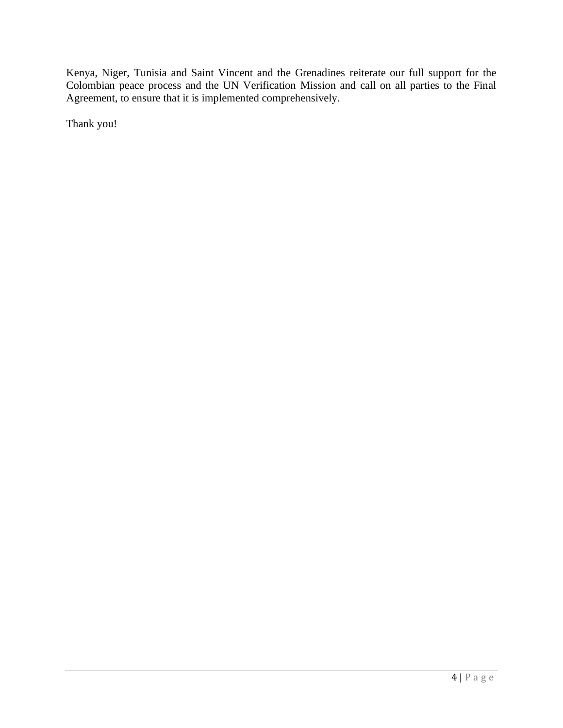Kenya, Niger, Tunisia and Saint Vincent and the Grenadines reiterate our full support for the Colombian peace process and the UN Verification Mission and call on all parties to the Final Agreement, to ensure that it is implemented comprehensively.

Thank you!